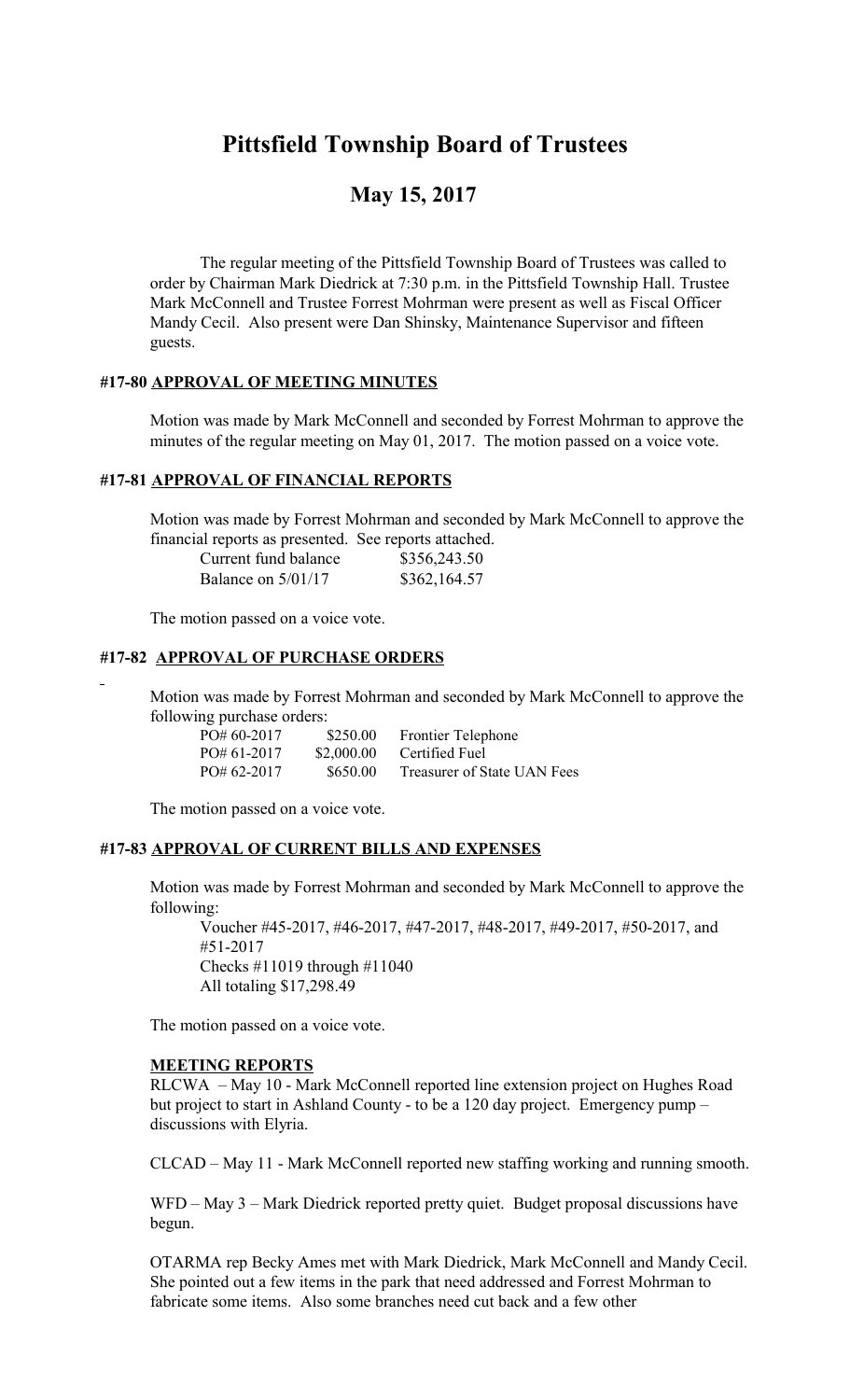# Pittsfield Township Board of Trustees

## May 15, 2017

The regular meeting of the Pittsfield Township Board of Trustees was called to order by Chairman Mark Diedrick at 7:30 p.m. in the Pittsfield Township Hall. Trustee Mark McConnell and Trustee Forrest Mohrman were present as well as Fiscal Officer Mandy Cecil. Also present were Dan Shinsky, Maintenance Supervisor and fifteen guests.

### #17-80 APPROVAL OF MEETING MINUTES

Motion was made by Mark McConnell and seconded by Forrest Mohrman to approve the minutes of the regular meeting on May 01, 2017. The motion passed on a voice vote.

### #17-81 APPROVAL OF FINANCIAL REPORTS

Motion was made by Forrest Mohrman and seconded by Mark McConnell to approve the financial reports as presented. See reports attached.

| | |
|---|---|
| Current fund balance | \$356,243.50 |
| Balance on 5/01/17 | \$362,164.57 |

The motion passed on a voice vote.

### #17-82 APPROVAL OF PURCHASE ORDERS

Motion was made by Forrest Mohrman and seconded by Mark McConnell to approve the following purchase orders:

| | | |
|---|---|---|
| PO# 60-2017 | \$250.00 | Frontier Telephone |
| PO# 61-2017 | \$2,000.00 | Certified Fuel |
| PO# 62-2017 | \$650.00 | Treasurer of State UAN Fees |

The motion passed on a voice vote.

### #17-83 APPROVAL OF CURRENT BILLS AND EXPENSES

Motion was made by Forrest Mohrman and seconded by Mark McConnell to approve the following:

Voucher #45-2017, #46-2017, #47-2017, #48-2017, #49-2017, #50-2017, and #51-2017
Checks #11019 through #11040
All totaling \$17,298.49

The motion passed on a voice vote.

### MEETING REPORTS

RLCWA – May 10 - Mark McConnell reported line extension project on Hughes Road but project to start in Ashland County - to be a 120 day project. Emergency pump – discussions with Elyria.

CLCAD – May 11 - Mark McConnell reported new staffing working and running smooth.

WFD – May 3 – Mark Diedrick reported pretty quiet. Budget proposal discussions have begun.

OTARMA rep Becky Ames met with Mark Diedrick, Mark McConnell and Mandy Cecil. She pointed out a few items in the park that need addressed and Forrest Mohrman to fabricate some items. Also some branches need cut back and a few other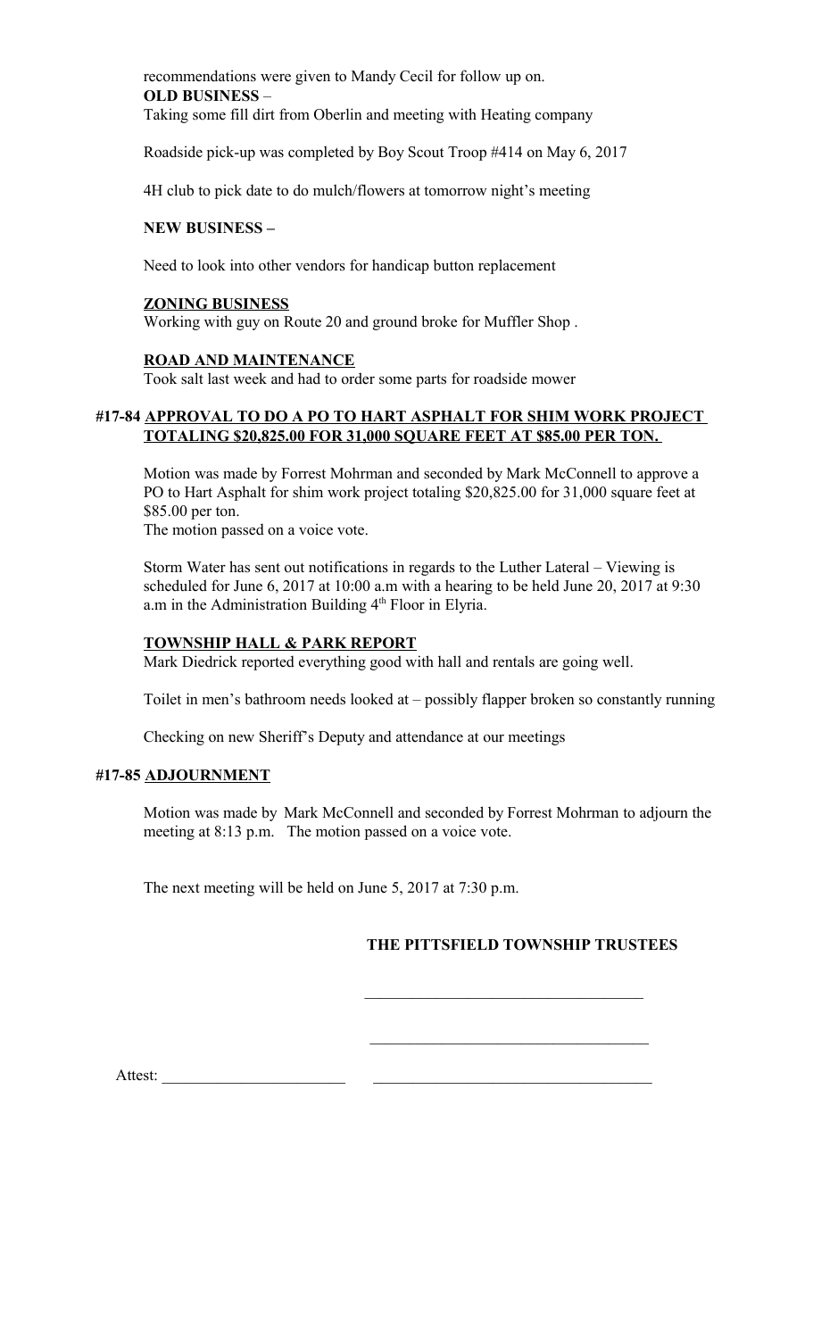recommendations were given to Mandy Cecil for follow up on.

**OLD BUSINESS** –

Taking some fill dirt from Oberlin and meeting with Heating company

Roadside pick-up was completed by Boy Scout Troop #414 on May 6, 2017

4H club to pick date to do mulch/flowers at tomorrow night's meeting

**NEW BUSINESS –**

Need to look into other vendors for handicap button replacement

**ZONING BUSINESS**

Working with guy on Route 20 and ground broke for Muffler Shop .

**ROAD AND MAINTENANCE**

Took salt last week and had to order some parts for roadside mower

**#17-84 APPROVAL TO DO A PO TO HART ASPHALT FOR SHIM WORK PROJECT TOTALING $20,825.00 FOR 31,000 SQUARE FEET AT $85.00 PER TON.**

Motion was made by Forrest Mohrman and seconded by Mark McConnell to approve a PO to Hart Asphalt for shim work project totaling $20,825.00 for 31,000 square feet at $85.00 per ton.

The motion passed on a voice vote.

Storm Water has sent out notifications in regards to the Luther Lateral – Viewing is scheduled for June 6, 2017 at 10:00 a.m with a hearing to be held June 20, 2017 at 9:30 a.m in the Administration Building 4th Floor in Elyria.

**TOWNSHIP HALL & PARK REPORT**

Mark Diedrick reported everything good with hall and rentals are going well.

Toilet in men's bathroom needs looked at – possibly flapper broken so constantly running

Checking on new Sheriff's Deputy and attendance at our meetings

**#17-85 ADJOURNMENT**

Motion was made by Mark McConnell and seconded by Forrest Mohrman to adjourn the meeting at 8:13 p.m. The motion passed on a voice vote.

The next meeting will be held on June 5, 2017 at 7:30 p.m.

**THE PITTSFIELD TOWNSHIP TRUSTEES**

___________________________________

___________________________________

Attest: _______________________ ___________________________________